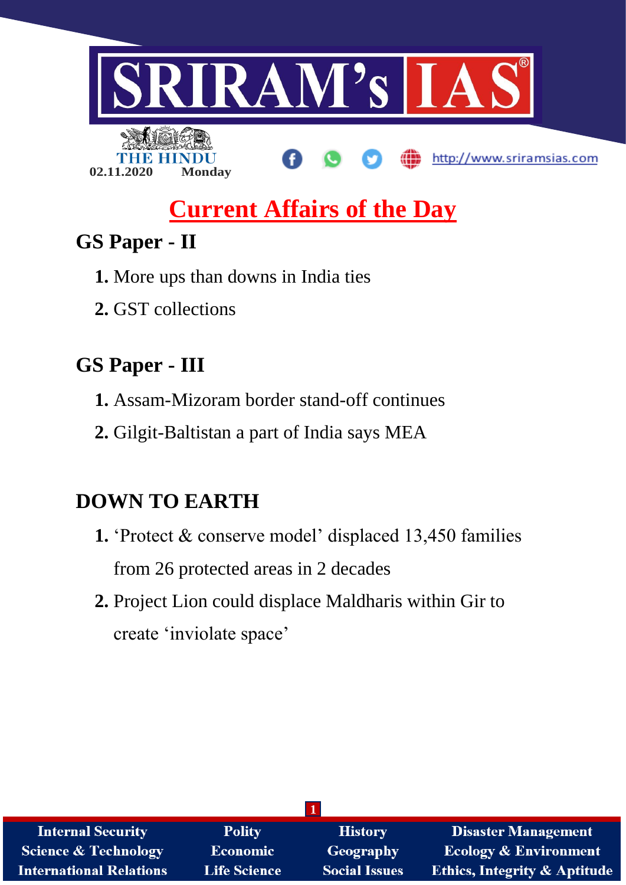# SRIRAM's IAS

THE HINDU

02.11.2020 Monday

http://www.sriramsias.com

## Current Affairs of the Day

## GS Paper - II

1. More ups than downs in India ties
2. GST collections

## GS Paper - III

1. Assam-Mizoram border stand-off continues
2. Gilgit-Baltistan a part of India says MEA

## DOWN TO EARTH

1. 'Protect & conserve model' displaced 13,450 families from 26 protected areas in 2 decades
2. Project Lion could displace Maldharis within Gir to create 'inviolate space'

| Internal Security | Polity | History | Disaster Management |
|---|---|---|---|
| Science & Technology | Economic | Geography | Ecology & Environment |
| International Relations | Life Science | Social Issues | Ethics, Integrity & Aptitude |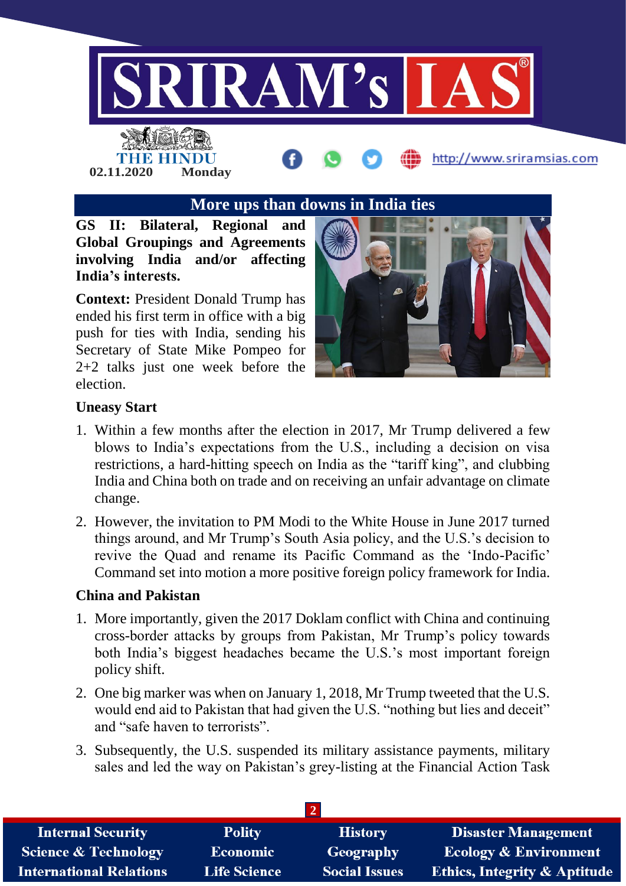## More ups than downs in India ties

**GS II: Bilateral, Regional and Global Groupings and Agreements involving India and/or affecting India's interests.**

**Context:** President Donald Trump has ended his first term in office with a big push for ties with India, sending his Secretary of State Mike Pompeo for 2+2 talks just one week before the election.

### Uneasy Start

1. Within a few months after the election in 2017, Mr Trump delivered a few blows to India's expectations from the U.S., including a decision on visa restrictions, a hard-hitting speech on India as the "tariff king", and clubbing India and China both on trade and on receiving an unfair advantage on climate change.
2. However, the invitation to PM Modi to the White House in June 2017 turned things around, and Mr Trump's South Asia policy, and the U.S.'s decision to revive the Quad and rename its Pacific Command as the 'Indo-Pacific' Command set into motion a more positive foreign policy framework for India.

### China and Pakistan

1. More importantly, given the 2017 Doklam conflict with China and continuing cross-border attacks by groups from Pakistan, Mr Trump's policy towards both India's biggest headaches became the U.S.'s most important foreign policy shift.
2. One big marker was when on January 1, 2018, Mr Trump tweeted that the U.S. would end aid to Pakistan that had given the U.S. "nothing but lies and deceit" and "safe haven to terrorists".
3. Subsequently, the U.S. suspended its military assistance payments, military sales and led the way on Pakistan's grey-listing at the Financial Action Task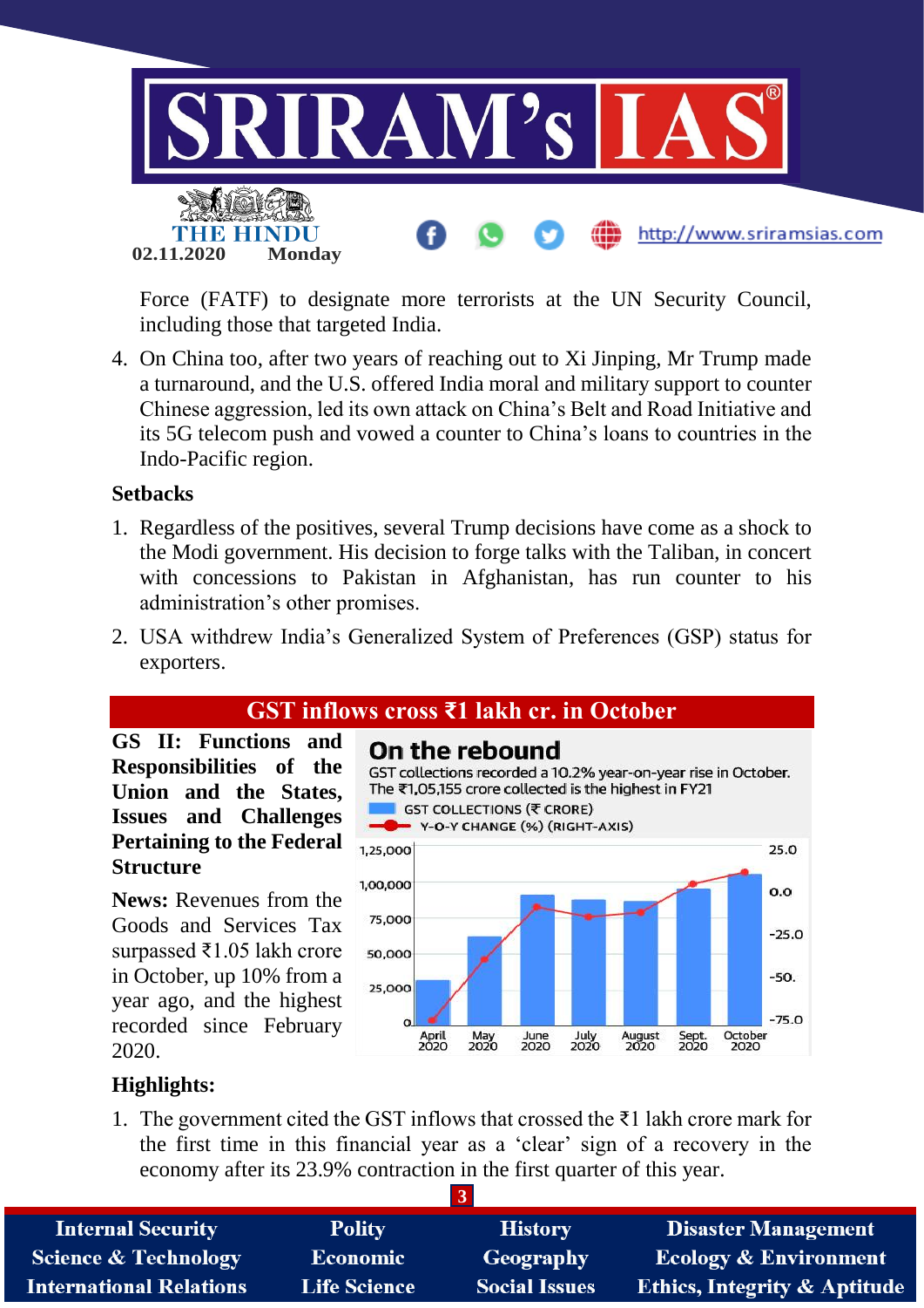Force (FATF) to designate more terrorists at the UN Security Council, including those that targeted India.

4. On China too, after two years of reaching out to Xi Jinping, Mr Trump made a turnaround, and the U.S. offered India moral and military support to counter Chinese aggression, led its own attack on China's Belt and Road Initiative and its 5G telecom push and vowed a counter to China's loans to countries in the Indo-Pacific region.

**Setbacks**

1. Regardless of the positives, several Trump decisions have come as a shock to the Modi government. His decision to forge talks with the Taliban, in concert with concessions to Pakistan in Afghanistan, has run counter to his administration's other promises.
2. USA withdrew India's Generalized System of Preferences (GSP) status for exporters.

## GST inflows cross ₹1 lakh cr. in October

**GS II: Functions and Responsibilities of the Union and the States, Issues and Challenges Pertaining to the Federal Structure**

**News:** Revenues from the Goods and Services Tax surpassed ₹1.05 lakh crore in October, up 10% from a year ago, and the highest recorded since February 2020.

**On the rebound**

GST collections recorded a 10.2% year-on-year rise in October. The ₹1,05,155 crore collected is the highest in FY21

GST COLLECTIONS (₹ CRORE)

Y-O-Y CHANGE (%) (RIGHT-AXIS)

**Highlights:**

1. The government cited the GST inflows that crossed the ₹1 lakh crore mark for the first time in this financial year as a 'clear' sign of a recovery in the economy after its 23.9% contraction in the first quarter of this year.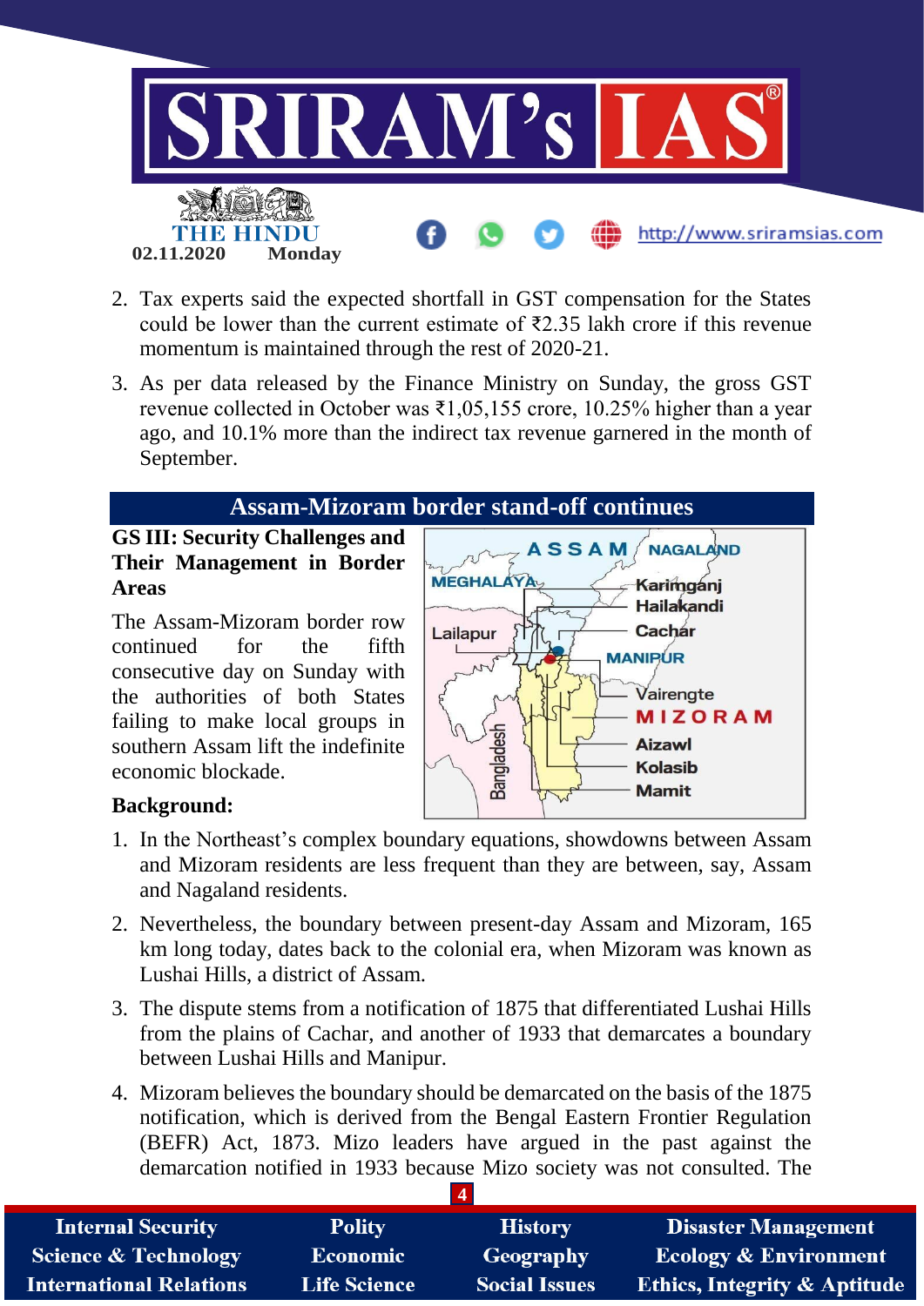2. Tax experts said the expected shortfall in GST compensation for the States could be lower than the current estimate of ₹2.35 lakh crore if this revenue momentum is maintained through the rest of 2020-21.

3. As per data released by the Finance Ministry on Sunday, the gross GST revenue collected in October was ₹1,05,155 crore, 10.25% higher than a year ago, and 10.1% more than the indirect tax revenue garnered in the month of September.

## Assam-Mizoram border stand-off continues

**GS III: Security Challenges and Their Management in Border Areas**

The Assam-Mizoram border row continued for the fifth consecutive day on Sunday with the authorities of both States failing to make local groups in southern Assam lift the indefinite economic blockade.

**Background:**

1. In the Northeast's complex boundary equations, showdowns between Assam and Mizoram residents are less frequent than they are between, say, Assam and Nagaland residents.

2. Nevertheless, the boundary between present-day Assam and Mizoram, 165 km long today, dates back to the colonial era, when Mizoram was known as Lushai Hills, a district of Assam.

3. The dispute stems from a notification of 1875 that differentiated Lushai Hills from the plains of Cachar, and another of 1933 that demarcates a boundary between Lushai Hills and Manipur.

4. Mizoram believes the boundary should be demarcated on the basis of the 1875 notification, which is derived from the Bengal Eastern Frontier Regulation (BEFR) Act, 1873. Mizo leaders have argued in the past against the demarcation notified in 1933 because Mizo society was not consulted. The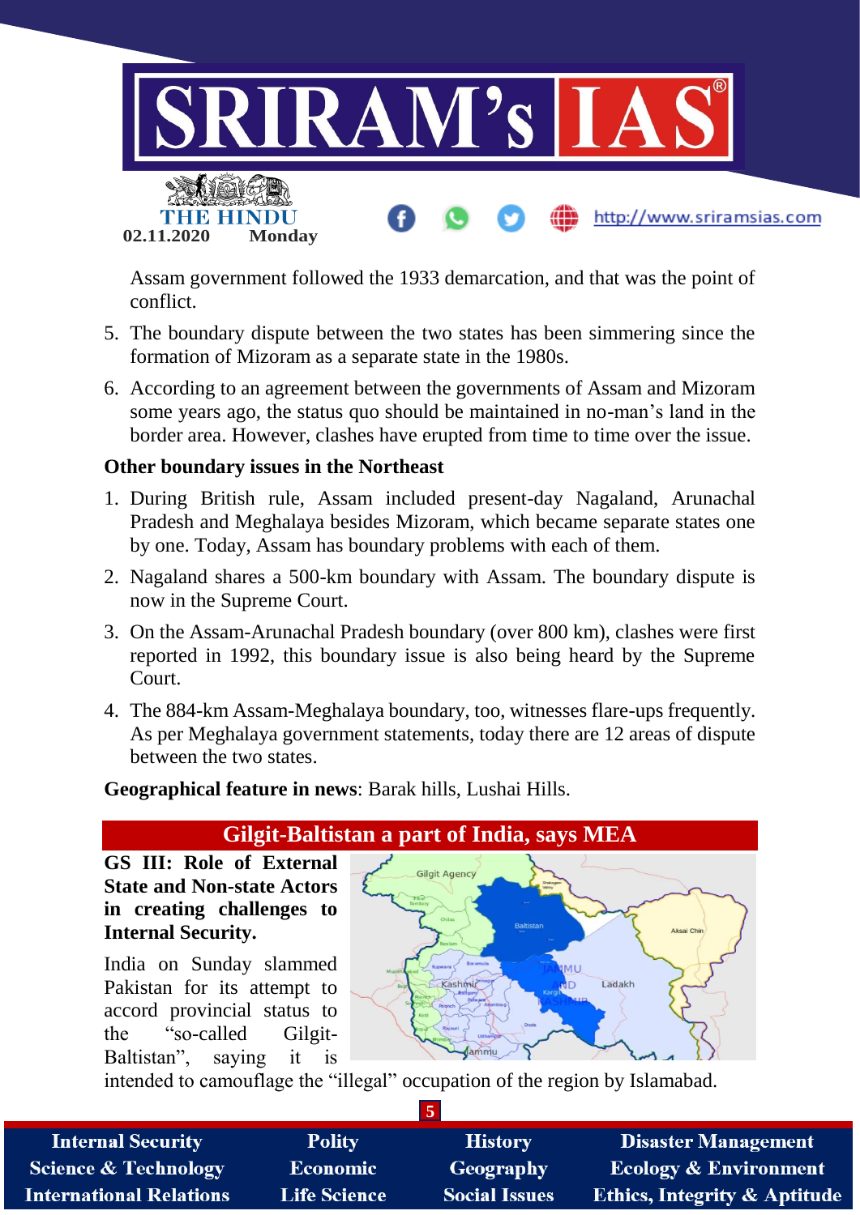Assam government followed the 1933 demarcation, and that was the point of conflict.

5. The boundary dispute between the two states has been simmering since the formation of Mizoram as a separate state in the 1980s.
6. According to an agreement between the governments of Assam and Mizoram some years ago, the status quo should be maintained in no-man's land in the border area. However, clashes have erupted from time to time over the issue.

**Other boundary issues in the Northeast**

1. During British rule, Assam included present-day Nagaland, Arunachal Pradesh and Meghalaya besides Mizoram, which became separate states one by one. Today, Assam has boundary problems with each of them.
2. Nagaland shares a 500-km boundary with Assam. The boundary dispute is now in the Supreme Court.
3. On the Assam-Arunachal Pradesh boundary (over 800 km), clashes were first reported in 1992, this boundary issue is also being heard by the Supreme Court.
4. The 884-km Assam-Meghalaya boundary, too, witnesses flare-ups frequently. As per Meghalaya government statements, today there are 12 areas of dispute between the two states.

**Geographical feature in news**: Barak hills, Lushai Hills.

## Gilgit-Baltistan a part of India, says MEA

**GS III: Role of External State and Non-state Actors in creating challenges to Internal Security.**

India on Sunday slammed Pakistan for its attempt to accord provincial status to the "so-called Gilgit-Baltistan", saying it is intended to camouflage the "illegal" occupation of the region by Islamabad.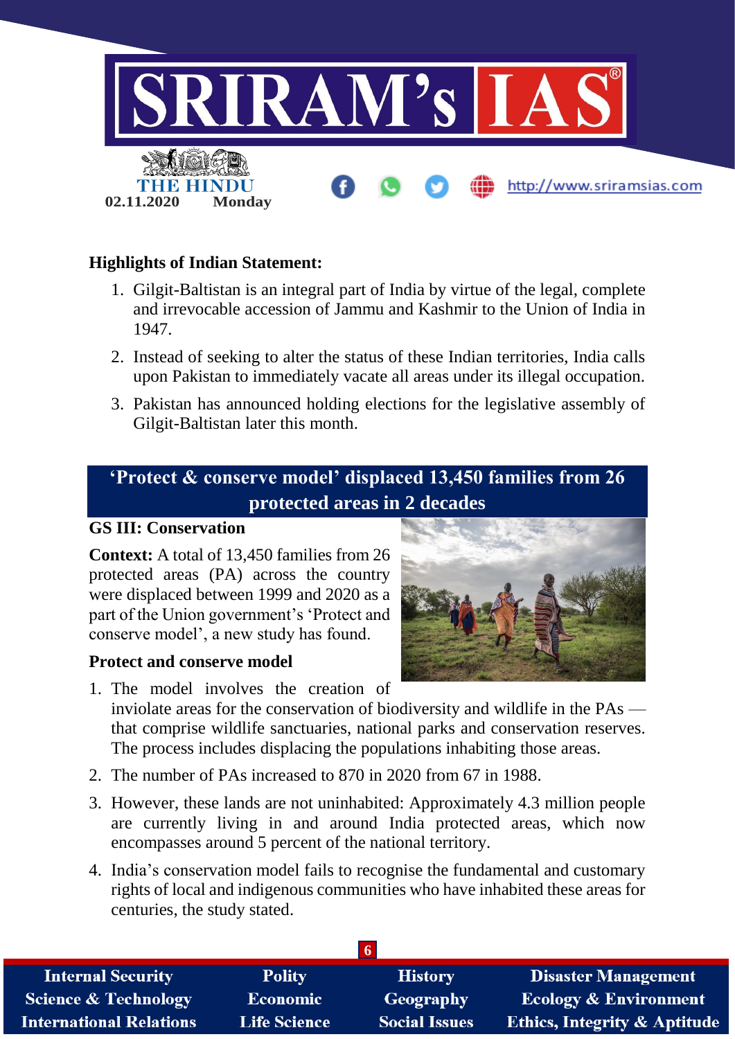**Highlights of Indian Statement:**

1. Gilgit-Baltistan is an integral part of India by virtue of the legal, complete and irrevocable accession of Jammu and Kashmir to the Union of India in 1947.
2. Instead of seeking to alter the status of these Indian territories, India calls upon Pakistan to immediately vacate all areas under its illegal occupation.
3. Pakistan has announced holding elections for the legislative assembly of Gilgit-Baltistan later this month.

## 'Protect & conserve model' displaced 13,450 families from 26 protected areas in 2 decades

**GS III: Conservation**

**Context:** A total of 13,450 families from 26 protected areas (PA) across the country were displaced between 1999 and 2020 as a part of the Union government's 'Protect and conserve model', a new study has found.

**Protect and conserve model**

1. The model involves the creation of inviolate areas for the conservation of biodiversity and wildlife in the PAs — that comprise wildlife sanctuaries, national parks and conservation reserves. The process includes displacing the populations inhabiting those areas.
2. The number of PAs increased to 870 in 2020 from 67 in 1988.
3. However, these lands are not uninhabited: Approximately 4.3 million people are currently living in and around India protected areas, which now encompasses around 5 percent of the national territory.
4. India's conservation model fails to recognise the fundamental and customary rights of local and indigenous communities who have inhabited these areas for centuries, the study stated.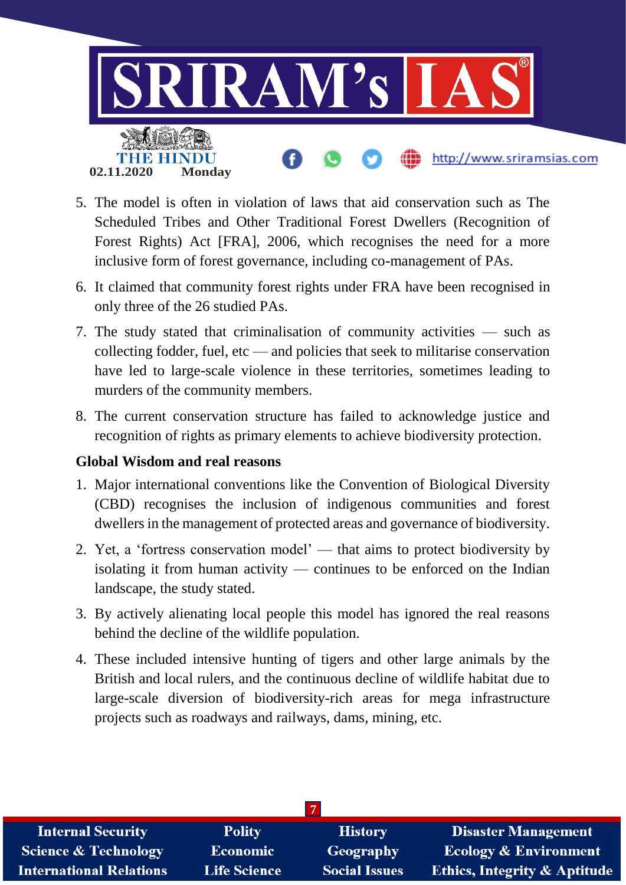5. The model is often in violation of laws that aid conservation such as The Scheduled Tribes and Other Traditional Forest Dwellers (Recognition of Forest Rights) Act [FRA], 2006, which recognises the need for a more inclusive form of forest governance, including co-management of PAs.
6. It claimed that community forest rights under FRA have been recognised in only three of the 26 studied PAs.
7. The study stated that criminalisation of community activities — such as collecting fodder, fuel, etc — and policies that seek to militarise conservation have led to large-scale violence in these territories, sometimes leading to murders of the community members.
8. The current conservation structure has failed to acknowledge justice and recognition of rights as primary elements to achieve biodiversity protection.

**Global Wisdom and real reasons**

1. Major international conventions like the Convention of Biological Diversity (CBD) recognises the inclusion of indigenous communities and forest dwellers in the management of protected areas and governance of biodiversity.
2. Yet, a 'fortress conservation model' — that aims to protect biodiversity by isolating it from human activity — continues to be enforced on the Indian landscape, the study stated.
3. By actively alienating local people this model has ignored the real reasons behind the decline of the wildlife population.
4. These included intensive hunting of tigers and other large animals by the British and local rulers, and the continuous decline of wildlife habitat due to large-scale diversion of biodiversity-rich areas for mega infrastructure projects such as roadways and railways, dams, mining, etc.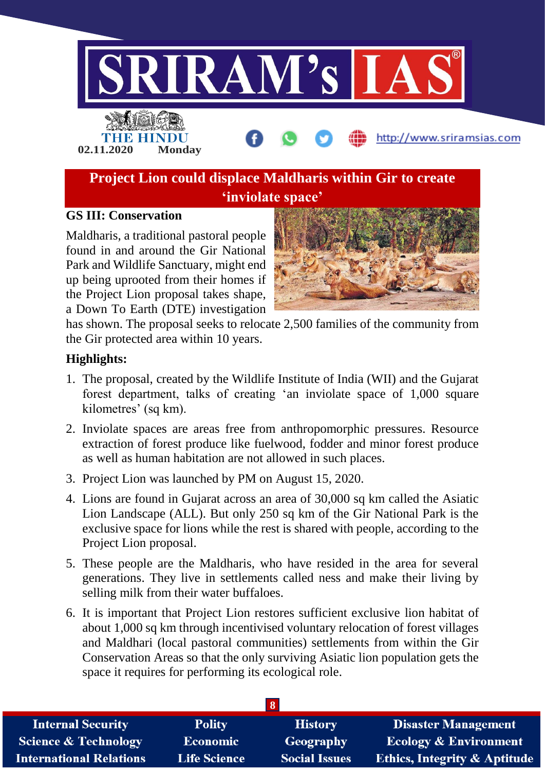# Project Lion could displace Maldharis within Gir to create 'inviolate space'

**GS III: Conservation**

Maldharis, a traditional pastoral people found in and around the Gir National Park and Wildlife Sanctuary, might end up being uprooted from their homes if the Project Lion proposal takes shape, a Down To Earth (DTE) investigation has shown. The proposal seeks to relocate 2,500 families of the community from the Gir protected area within 10 years.

**Highlights:**

1. The proposal, created by the Wildlife Institute of India (WII) and the Gujarat forest department, talks of creating 'an inviolate space of 1,000 square kilometres' (sq km).
2. Inviolate spaces are areas free from anthropomorphic pressures. Resource extraction of forest produce like fuelwood, fodder and minor forest produce as well as human habitation are not allowed in such places.
3. Project Lion was launched by PM on August 15, 2020.
4. Lions are found in Gujarat across an area of 30,000 sq km called the Asiatic Lion Landscape (ALL). But only 250 sq km of the Gir National Park is the exclusive space for lions while the rest is shared with people, according to the Project Lion proposal.
5. These people are the Maldharis, who have resided in the area for several generations. They live in settlements called ness and make their living by selling milk from their water buffaloes.
6. It is important that Project Lion restores sufficient exclusive lion habitat of about 1,000 sq km through incentivised voluntary relocation of forest villages and Maldhari (local pastoral communities) settlements from within the Gir Conservation Areas so that the only surviving Asiatic lion population gets the space it requires for performing its ecological role.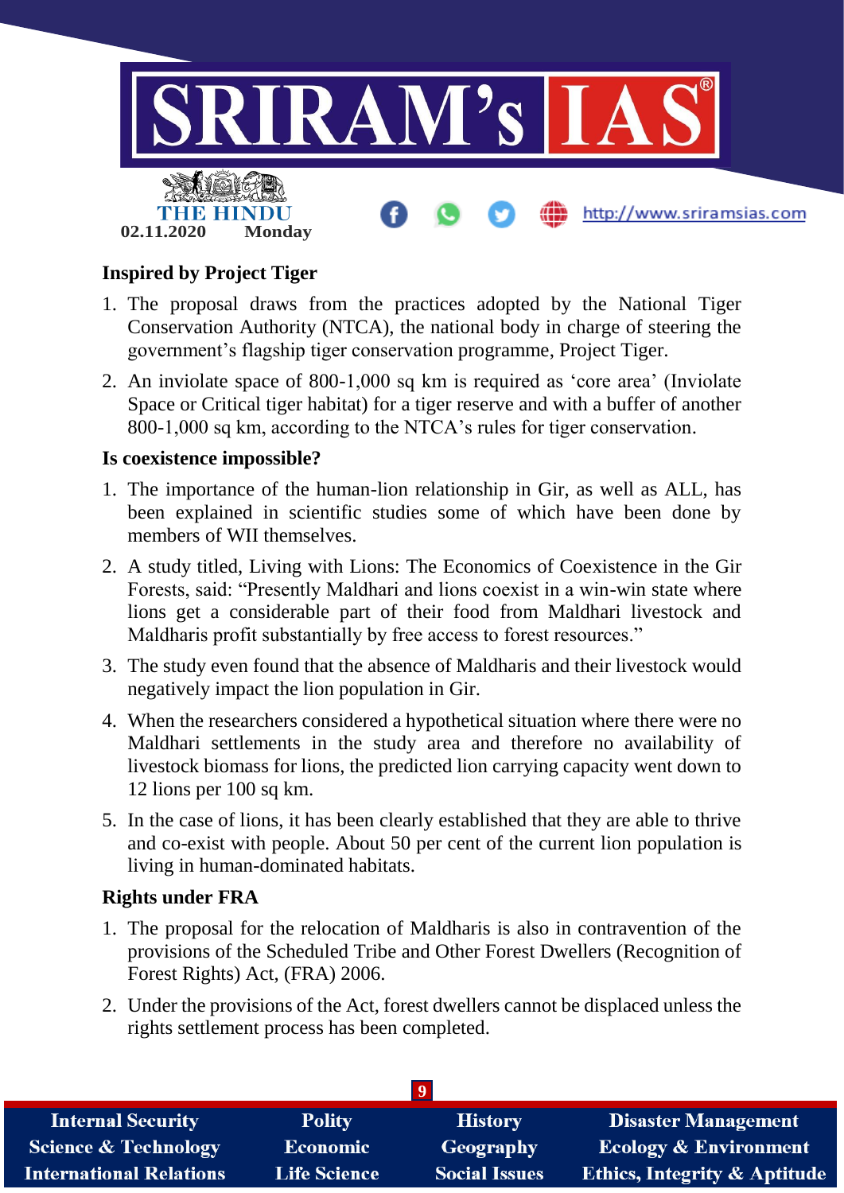**Inspired by Project Tiger**

1. The proposal draws from the practices adopted by the National Tiger Conservation Authority (NTCA), the national body in charge of steering the government's flagship tiger conservation programme, Project Tiger.
2. An inviolate space of 800-1,000 sq km is required as 'core area' (Inviolate Space or Critical tiger habitat) for a tiger reserve and with a buffer of another 800-1,000 sq km, according to the NTCA's rules for tiger conservation.

**Is coexistence impossible?**

1. The importance of the human-lion relationship in Gir, as well as ALL, has been explained in scientific studies some of which have been done by members of WII themselves.
2. A study titled, Living with Lions: The Economics of Coexistence in the Gir Forests, said: "Presently Maldhari and lions coexist in a win-win state where lions get a considerable part of their food from Maldhari livestock and Maldharis profit substantially by free access to forest resources."
3. The study even found that the absence of Maldharis and their livestock would negatively impact the lion population in Gir.
4. When the researchers considered a hypothetical situation where there were no Maldhari settlements in the study area and therefore no availability of livestock biomass for lions, the predicted lion carrying capacity went down to 12 lions per 100 sq km.
5. In the case of lions, it has been clearly established that they are able to thrive and co-exist with people. About 50 per cent of the current lion population is living in human-dominated habitats.

**Rights under FRA**

1. The proposal for the relocation of Maldharis is also in contravention of the provisions of the Scheduled Tribe and Other Forest Dwellers (Recognition of Forest Rights) Act, (FRA) 2006.
2. Under the provisions of the Act, forest dwellers cannot be displaced unless the rights settlement process has been completed.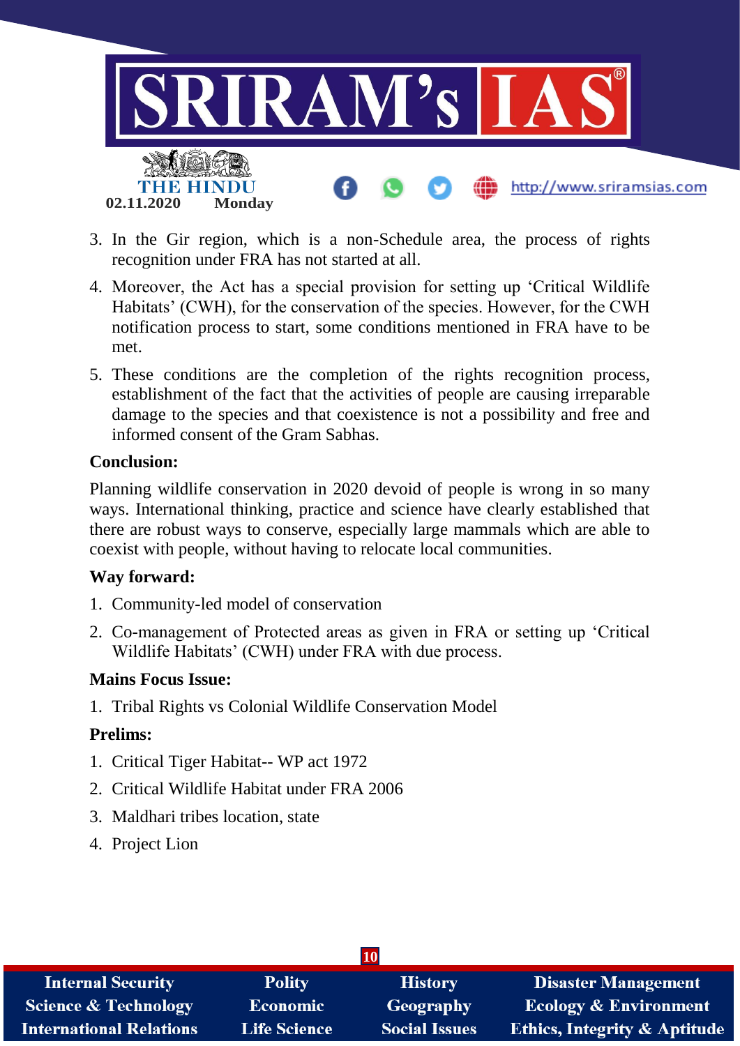3. In the Gir region, which is a non-Schedule area, the process of rights recognition under FRA has not started at all.
4. Moreover, the Act has a special provision for setting up 'Critical Wildlife Habitats' (CWH), for the conservation of the species. However, for the CWH notification process to start, some conditions mentioned in FRA have to be met.
5. These conditions are the completion of the rights recognition process, establishment of the fact that the activities of people are causing irreparable damage to the species and that coexistence is not a possibility and free and informed consent of the Gram Sabhas.

**Conclusion:**

Planning wildlife conservation in 2020 devoid of people is wrong in so many ways. International thinking, practice and science have clearly established that there are robust ways to conserve, especially large mammals which are able to coexist with people, without having to relocate local communities.

**Way forward:**

1. Community-led model of conservation
2. Co-management of Protected areas as given in FRA or setting up 'Critical Wildlife Habitats' (CWH) under FRA with due process.

**Mains Focus Issue:**

1. Tribal Rights vs Colonial Wildlife Conservation Model

**Prelims:**

1. Critical Tiger Habitat-- WP act 1972
2. Critical Wildlife Habitat under FRA 2006
3. Maldhari tribes location, state
4. Project Lion